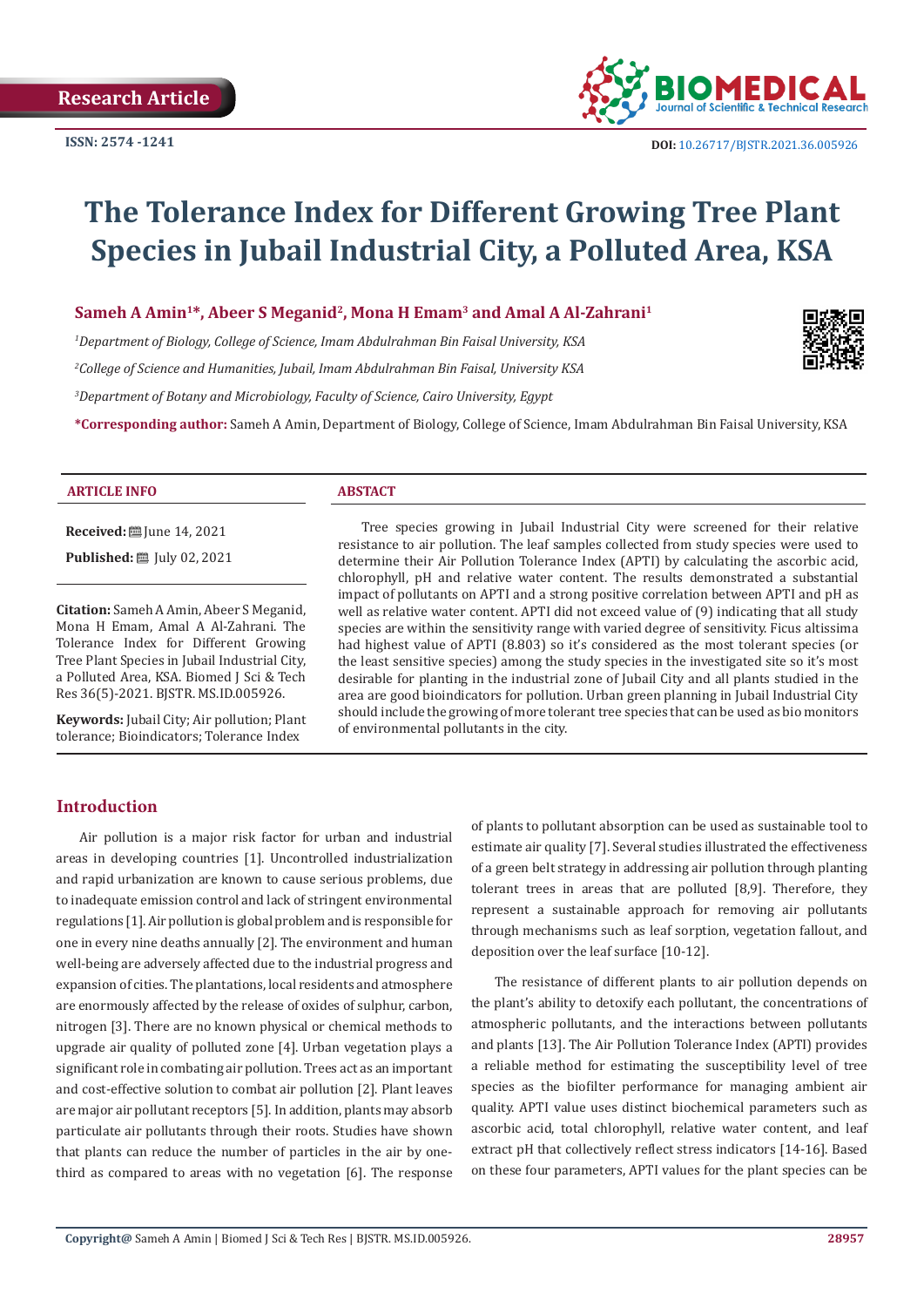Research Article

ISSN: 2574 -1241

DOI: 10.26717/BJSTR.2021.36.005926

# The Tolerance Index for Different Growing Tree Plant Species in Jubail Industrial City, a Polluted Area, KSA

**Sameh A Amin[1]*, Abeer S Meganid[2], Mona H Emam[3] and Amal A Al-Zahrani[1]**

*[1]Department of Biology, College of Science, Imam Abdulrahman Bin Faisal University, KSA*

*[2]College of Science and Humanities, Jubail, Imam Abdulrahman Bin Faisal, University KSA*

*[3]Department of Botany and Microbiology, Faculty of Science, Cairo University, Egypt*

***Corresponding author:** Sameh A Amin, Department of Biology, College of Science, Imam Abdulrahman Bin Faisal University, KSA

**ARTICLE INFO**

**Received:** June 14, 2021

**Published:** July 02, 2021

**Citation:** Sameh A Amin, Abeer S Meganid, Mona H Emam, Amal A Al-Zahrani. The Tolerance Index for Different Growing Tree Plant Species in Jubail Industrial City, a Polluted Area, KSA. Biomed J Sci & Tech Res 36(5)-2021. BJSTR. MS.ID.005926.

**Keywords:** Jubail City; Air pollution; Plant tolerance; Bioindicators; Tolerance Index

**ABSTACT**

Tree species growing in Jubail Industrial City were screened for their relative resistance to air pollution. The leaf samples collected from study species were used to determine their Air Pollution Tolerance Index (APTI) by calculating the ascorbic acid, chlorophyll, pH and relative water content. The results demonstrated a substantial impact of pollutants on APTI and a strong positive correlation between APTI and pH as well as relative water content. APTI did not exceed value of (9) indicating that all study species are within the sensitivity range with varied degree of sensitivity. Ficus altissima had highest value of APTI (8.803) so it's considered as the most tolerant species (or the least sensitive species) among the study species in the investigated site so it's most desirable for planting in the industrial zone of Jubail City and all plants studied in the area are good bioindicators for pollution. Urban green planning in Jubail Industrial City should include the growing of more tolerant tree species that can be used as bio monitors of environmental pollutants in the city.

## Introduction

Air pollution is a major risk factor for urban and industrial areas in developing countries [1]. Uncontrolled industrialization and rapid urbanization are known to cause serious problems, due to inadequate emission control and lack of stringent environmental regulations [1]. Air pollution is global problem and is responsible for one in every nine deaths annually [2]. The environment and human well-being are adversely affected due to the industrial progress and expansion of cities. The plantations, local residents and atmosphere are enormously affected by the release of oxides of sulphur, carbon, nitrogen [3]. There are no known physical or chemical methods to upgrade air quality of polluted zone [4]. Urban vegetation plays a significant role in combating air pollution. Trees act as an important and cost-effective solution to combat air pollution [2]. Plant leaves are major air pollutant receptors [5]. In addition, plants may absorb particulate air pollutants through their roots. Studies have shown that plants can reduce the number of particles in the air by one-third as compared to areas with no vegetation [6]. The response of plants to pollutant absorption can be used as sustainable tool to estimate air quality [7]. Several studies illustrated the effectiveness of a green belt strategy in addressing air pollution through planting tolerant trees in areas that are polluted [8,9]. Therefore, they represent a sustainable approach for removing air pollutants through mechanisms such as leaf sorption, vegetation fallout, and deposition over the leaf surface [10-12].

The resistance of different plants to air pollution depends on the plant's ability to detoxify each pollutant, the concentrations of atmospheric pollutants, and the interactions between pollutants and plants [13]. The Air Pollution Tolerance Index (APTI) provides a reliable method for estimating the susceptibility level of tree species as the biofilter performance for managing ambient air quality. APTI value uses distinct biochemical parameters such as ascorbic acid, total chlorophyll, relative water content, and leaf extract pH that collectively reflect stress indicators [14-16]. Based on these four parameters, APTI values for the plant species can be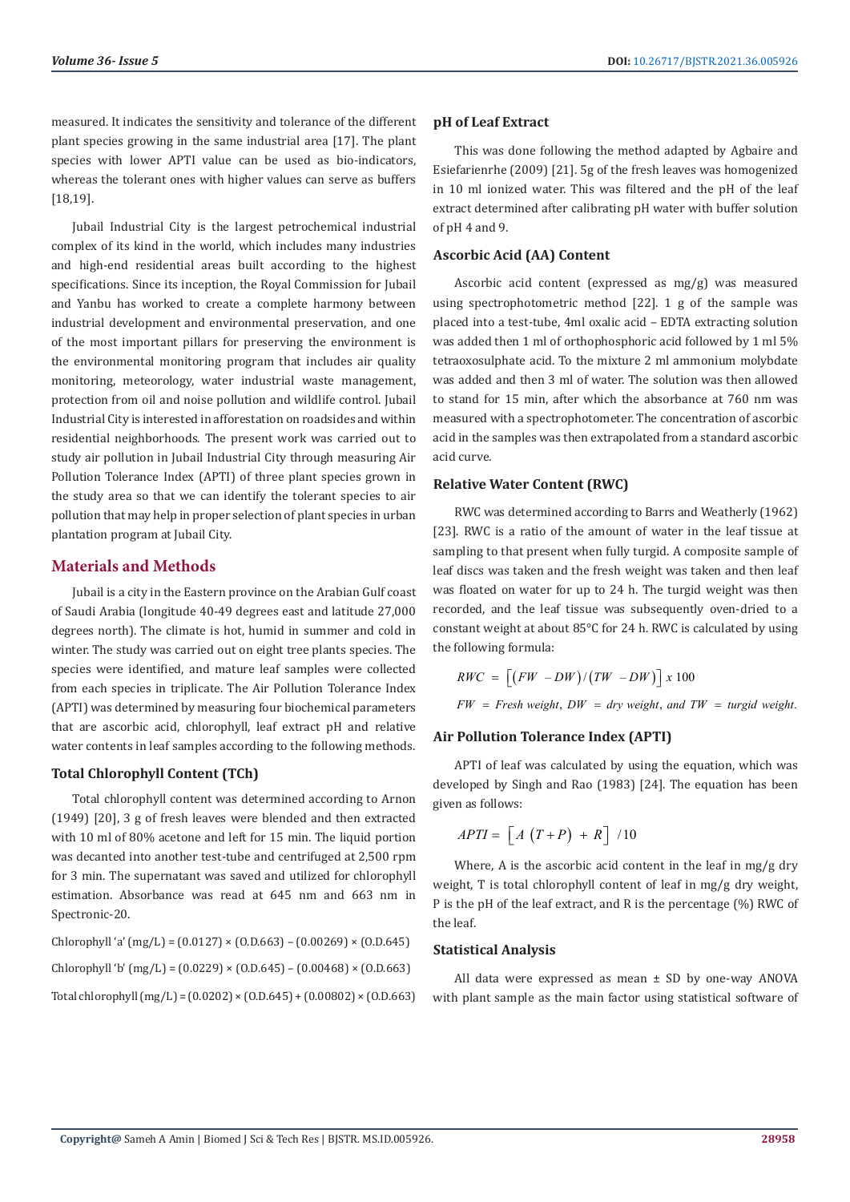measured. It indicates the sensitivity and tolerance of the different plant species growing in the same industrial area [17]. The plant species with lower APTI value can be used as bio-indicators, whereas the tolerant ones with higher values can serve as buffers [18,19].

Jubail Industrial City is the largest petrochemical industrial complex of its kind in the world, which includes many industries and high-end residential areas built according to the highest specifications. Since its inception, the Royal Commission for Jubail and Yanbu has worked to create a complete harmony between industrial development and environmental preservation, and one of the most important pillars for preserving the environment is the environmental monitoring program that includes air quality monitoring, meteorology, water industrial waste management, protection from oil and noise pollution and wildlife control. Jubail Industrial City is interested in afforestation on roadsides and within residential neighborhoods. The present work was carried out to study air pollution in Jubail Industrial City through measuring Air Pollution Tolerance Index (APTI) of three plant species grown in the study area so that we can identify the tolerant species to air pollution that may help in proper selection of plant species in urban plantation program at Jubail City.

## Materials and Methods

Jubail is a city in the Eastern province on the Arabian Gulf coast of Saudi Arabia (longitude 40-49 degrees east and latitude 27,000 degrees north). The climate is hot, humid in summer and cold in winter. The study was carried out on eight tree plants species. The species were identified, and mature leaf samples were collected from each species in triplicate. The Air Pollution Tolerance Index (APTI) was determined by measuring four biochemical parameters that are ascorbic acid, chlorophyll, leaf extract pH and relative water contents in leaf samples according to the following methods.

### Total Chlorophyll Content (TCh)

Total chlorophyll content was determined according to Arnon (1949) [20], 3 g of fresh leaves were blended and then extracted with 10 ml of 80% acetone and left for 15 min. The liquid portion was decanted into another test-tube and centrifuged at 2,500 rpm for 3 min. The supernatant was saved and utilized for chlorophyll estimation. Absorbance was read at 645 nm and 663 nm in Spectronic-20.

Chlorophyll 'a' (mg/L) = (0.0127) × (O.D.663) – (0.00269) × (O.D.645)

Chlorophyll 'b' (mg/L) = (0.0229) × (O.D.645) – (0.00468) × (O.D.663)

Total chlorophyll (mg/L) = (0.0202) × (O.D.645) + (0.00802) × (O.D.663)

### pH of Leaf Extract

This was done following the method adapted by Agbaire and Esiefarienrhe (2009) [21]. 5g of the fresh leaves was homogenized in 10 ml ionized water. This was filtered and the pH of the leaf extract determined after calibrating pH water with buffer solution of pH 4 and 9.

### Ascorbic Acid (AA) Content

Ascorbic acid content (expressed as mg/g) was measured using spectrophotometric method [22]. 1 g of the sample was placed into a test-tube, 4ml oxalic acid – EDTA extracting solution was added then 1 ml of orthophosphoric acid followed by 1 ml 5% tetraoxosulphate acid. To the mixture 2 ml ammonium molybdate was added and then 3 ml of water. The solution was then allowed to stand for 15 min, after which the absorbance at 760 nm was measured with a spectrophotometer. The concentration of ascorbic acid in the samples was then extrapolated from a standard ascorbic acid curve.

### Relative Water Content (RWC)

RWC was determined according to Barrs and Weatherly (1962) [23]. RWC is a ratio of the amount of water in the leaf tissue at sampling to that present when fully turgid. A composite sample of leaf discs was taken and the fresh weight was taken and then leaf was floated on water for up to 24 h. The turgid weight was then recorded, and the leaf tissue was subsequently oven-dried to a constant weight at about 85°C for 24 h. RWC is calculated by using the following formula:

$$RWC = \left[(FW - DW)/(TW - DW)\right] x\ 100$$

$FW$ = *Fresh weight*, $DW$ = *dry weight*, *and* $TW$ = *turgid weight.*

### Air Pollution Tolerance Index (APTI)

APTI of leaf was calculated by using the equation, which was developed by Singh and Rao (1983) [24]. The equation has been given as follows:

$$APTI = \left[A\ (T + P)\ +\ R\right]\ /10$$

Where, A is the ascorbic acid content in the leaf in mg/g dry weight, T is total chlorophyll content of leaf in mg/g dry weight, P is the pH of the leaf extract, and R is the percentage (%) RWC of the leaf.

### Statistical Analysis

All data were expressed as mean ± SD by one-way ANOVA with plant sample as the main factor using statistical software of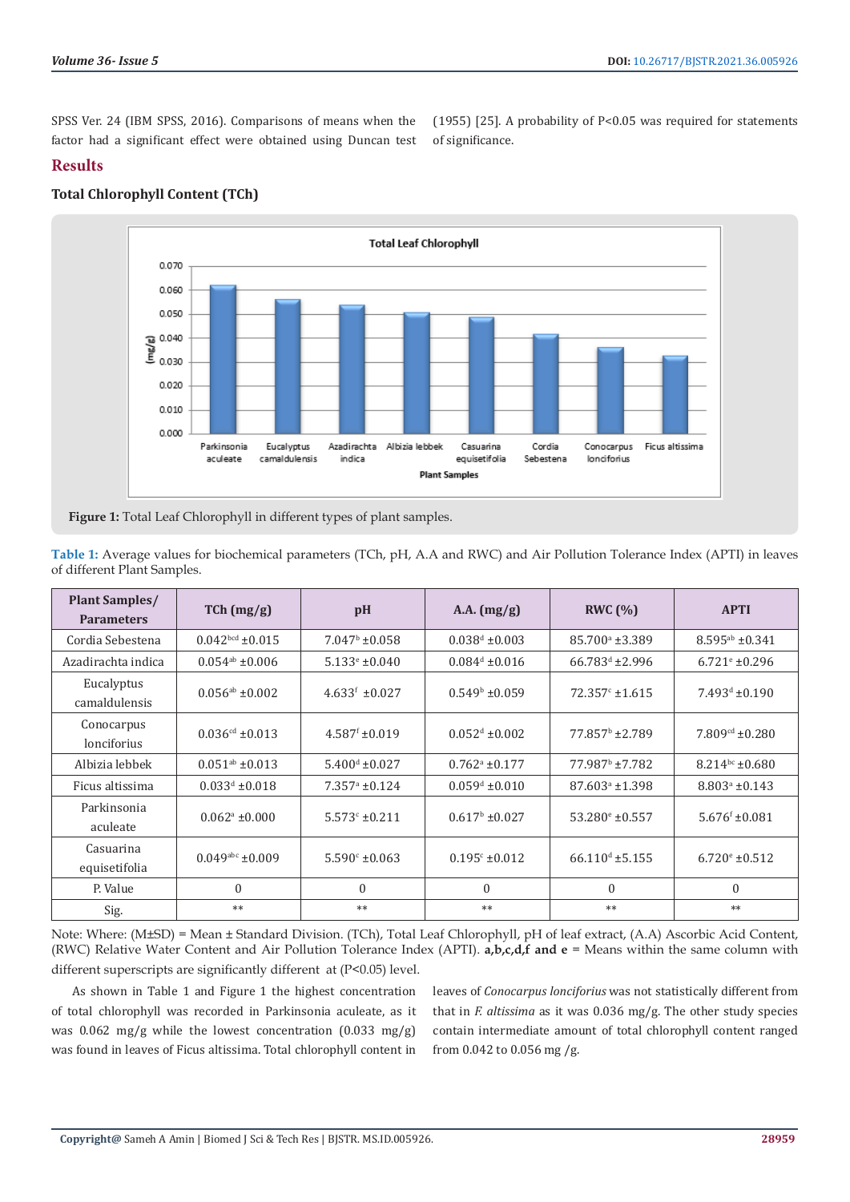SPSS Ver. 24 (IBM SPSS, 2016). Comparisons of means when the factor had a significant effect were obtained using Duncan test (1955) [25]. A probability of $P<0.05$ was required for statements of significance.

## Results

### Total Chlorophyll Content (TCh)

Figure 1: Total Leaf Chlorophyll in different types of plant samples.

**Table 1:** Average values for biochemical parameters (TCh, pH, A.A and RWC) and Air Pollution Tolerance Index (APTI) in leaves of different Plant Samples.

| Plant Samples/ Parameters | TCh (mg/g) | pH | A.A. (mg/g) | RWC (%) | APTI |
|---|---|---|---|---|---|
| Cordia Sebestena | $0.042^{bcd}$ ±0.015 | $7.047^{b}$ ±0.058 | $0.038^{d}$ ±0.003 | $85.700^{a}$ ±3.389 | $8.595^{ab}$ ±0.341 |
| Azadirachta indica | $0.054^{ab}$ ±0.006 | $5.133^{e}$ ±0.040 | $0.084^{d}$ ±0.016 | $66.783^{d}$ ±2.996 | $6.721^{e}$ ±0.296 |
| Eucalyptus camaldulensis | $0.056^{ab}$ ±0.002 | $4.633^{f}$ ±0.027 | $0.549^{b}$ ±0.059 | $72.357^{c}$ ±1.615 | $7.493^{d}$ ±0.190 |
| Conocarpus lonciforius | $0.036^{cd}$ ±0.013 | $4.587^{f}$ ±0.019 | $0.052^{d}$ ±0.002 | $77.857^{b}$ ±2.789 | $7.809^{cd}$ ±0.280 |
| Albizia lebbek | $0.051^{ab}$ ±0.013 | $5.400^{d}$ ±0.027 | $0.762^{a}$ ±0.177 | $77.987^{b}$ ±7.782 | $8.214^{bc}$ ±0.680 |
| Ficus altissima | $0.033^{d}$ ±0.018 | $7.357^{a}$ ±0.124 | $0.059^{d}$ ±0.010 | $87.603^{a}$ ±1.398 | $8.803^{a}$ ±0.143 |
| Parkinsonia aculeate | $0.062^{a}$ ±0.000 | $5.573^{c}$ ±0.211 | $0.617^{b}$ ±0.027 | $53.280^{e}$ ±0.557 | $5.676^{f}$ ±0.081 |
| Casuarina equisetifolia | $0.049^{abc}$ ±0.009 | $5.590^{c}$ ±0.063 | $0.195^{c}$ ±0.012 | $66.110^{d}$ ±5.155 | $6.720^{e}$ ±0.512 |
| P. Value | 0 | 0 | 0 | 0 | 0 |
| Sig. | ** | ** | ** | ** | ** |

Note: Where: (M±SD) = Mean ± Standard Division. (TCh), Total Leaf Chlorophyll, pH of leaf extract, (A.A) Ascorbic Acid Content, (RWC) Relative Water Content and Air Pollution Tolerance Index (APTI). **a,b,c,d,f and e** = Means within the same column with different superscripts are significantly different at ($P<0.05$) level.

As shown in Table 1 and Figure 1 the highest concentration of total chlorophyll was recorded in Parkinsonia aculeate, as it was 0.062 mg/g while the lowest concentration (0.033 mg/g) was found in leaves of Ficus altissima. Total chlorophyll content in leaves of *Conocarpus lonciforius* was not statistically different from that in *F. altissima* as it was 0.036 mg/g. The other study species contain intermediate amount of total chlorophyll content ranged from 0.042 to 0.056 mg /g.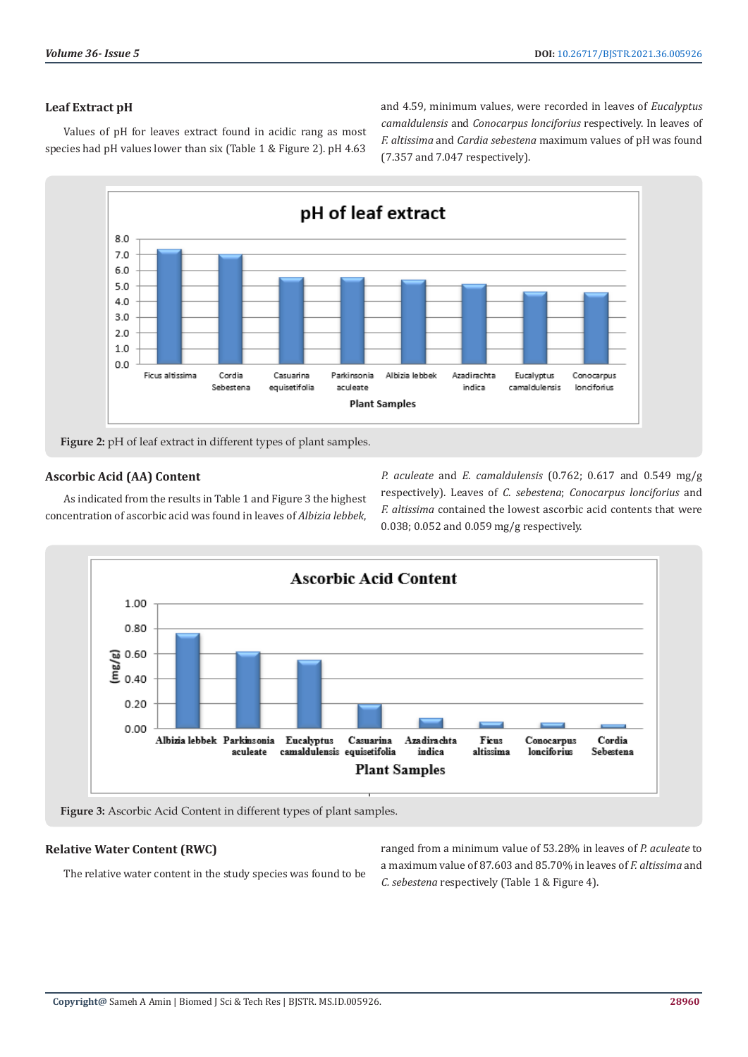### Leaf Extract pH

Values of pH for leaves extract found in acidic rang as most species had pH values lower than six (Table 1 & Figure 2). pH 4.63 and 4.59, minimum values, were recorded in leaves of *Eucalyptus camaldulensis* and *Conocarpus lonciforius* respectively. In leaves of *F. altissima* and *Cardia sebestena* maximum values of pH was found (7.357 and 7.047 respectively).

**Figure 2:** pH of leaf extract in different types of plant samples.

### Ascorbic Acid (AA) Content

As indicated from the results in Table 1 and Figure 3 the highest concentration of ascorbic acid was found in leaves of *Albizia lebbek*, *P. aculeate* and *E. camaldulensis* (0.762; 0.617 and 0.549 mg/g respectively). Leaves of *C. sebestena*; *Conocarpus lonciforius* and *F. altissima* contained the lowest ascorbic acid contents that were 0.038; 0.052 and 0.059 mg/g respectively.

**Figure 3:** Ascorbic Acid Content in different types of plant samples.

### Relative Water Content (RWC)

The relative water content in the study species was found to be ranged from a minimum value of 53.28% in leaves of *P. aculeate* to a maximum value of 87.603 and 85.70% in leaves of *F. altissima* and *C. sebestena* respectively (Table 1 & Figure 4).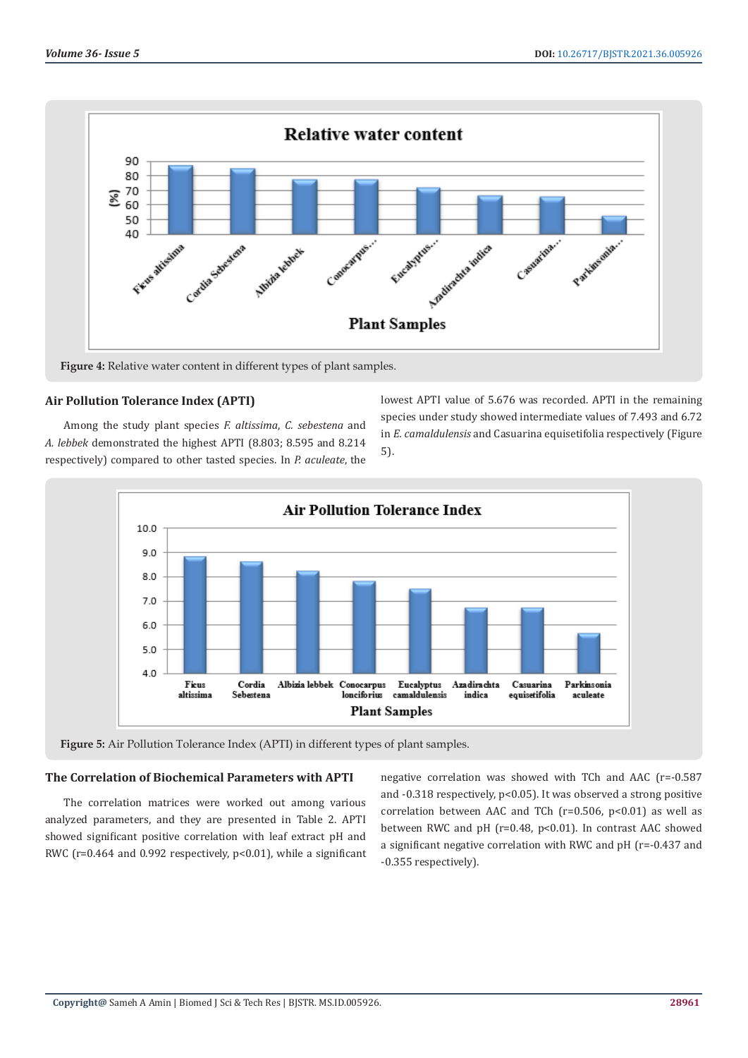Figure 4: Relative water content in different types of plant samples.

## Air Pollution Tolerance Index (APTI)

Among the study plant species *F. altissima*, *C. sebestena* and *A. lebbek* demonstrated the highest APTI (8.803; 8.595 and 8.214 respectively) compared to other tasted species. In *P. aculeate*, the lowest APTI value of 5.676 was recorded. APTI in the remaining species under study showed intermediate values of 7.493 and 6.72 in *E. camaldulensis* and Casuarina equisetifolia respectively (Figure 5).

Figure 5: Air Pollution Tolerance Index (APTI) in different types of plant samples.

## The Correlation of Biochemical Parameters with APTI

The correlation matrices were worked out among various analyzed parameters, and they are presented in Table 2. APTI showed significant positive correlation with leaf extract pH and RWC (r=0.464 and 0.992 respectively, p<0.01), while a significant negative correlation was showed with TCh and AAC (r=-0.587 and -0.318 respectively, p<0.05). It was observed a strong positive correlation between AAC and TCh (r=0.506, p<0.01) as well as between RWC and pH (r=0.48, p<0.01). In contrast AAC showed a significant negative correlation with RWC and pH (r=-0.437 and -0.355 respectively).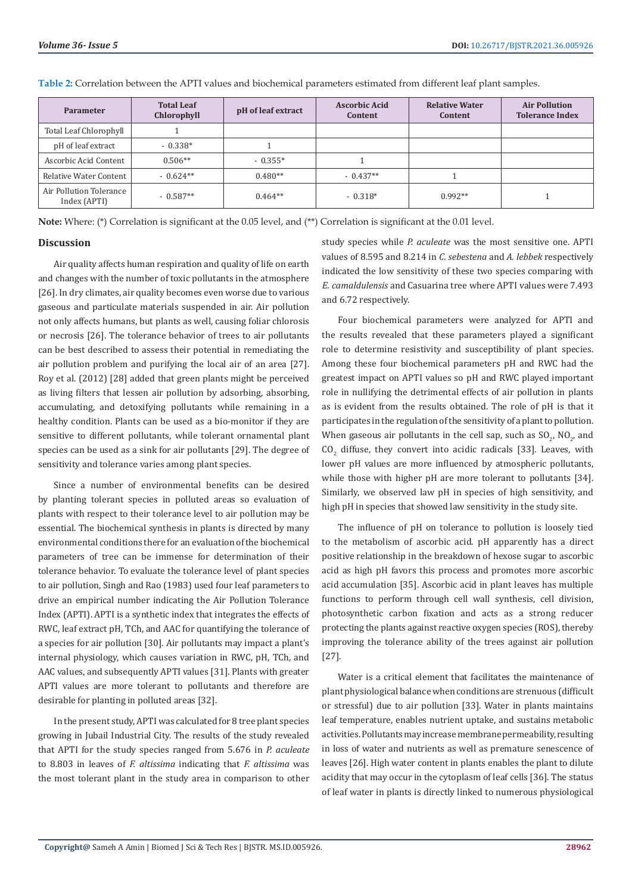**Table 2:** Correlation between the APTI values and biochemical parameters estimated from different leaf plant samples.

| Parameter | Total Leaf Chlorophyll | pH of leaf extract | Ascorbic Acid Content | Relative Water Content | Air Pollution Tolerance Index |
|---|---|---|---|---|---|
| Total Leaf Chlorophyll | 1 | | | | |
| pH of leaf extract | - 0.338* | 1 | | | |
| Ascorbic Acid Content | 0.506** | - 0.355* | 1 | | |
| Relative Water Content | - 0.624** | 0.480** | - 0.437** | 1 | |
| Air Pollution Tolerance Index (APTI) | - 0.587** | 0.464** | - 0.318* | 0.992** | 1 |

**Note:** Where: (*) Correlation is significant at the 0.05 level, and (**) Correlation is significant at the 0.01 level.

## Discussion

Air quality affects human respiration and quality of life on earth and changes with the number of toxic pollutants in the atmosphere [26]. In dry climates, air quality becomes even worse due to various gaseous and particulate materials suspended in air. Air pollution not only affects humans, but plants as well, causing foliar chlorosis or necrosis [26]. The tolerance behavior of trees to air pollutants can be best described to assess their potential in remediating the air pollution problem and purifying the local air of an area [27]. Roy et al. (2012) [28] added that green plants might be perceived as living filters that lessen air pollution by adsorbing, absorbing, accumulating, and detoxifying pollutants while remaining in a healthy condition. Plants can be used as a bio-monitor if they are sensitive to different pollutants, while tolerant ornamental plant species can be used as a sink for air pollutants [29]. The degree of sensitivity and tolerance varies among plant species.

Since a number of environmental benefits can be desired by planting tolerant species in polluted areas so evaluation of plants with respect to their tolerance level to air pollution may be essential. The biochemical synthesis in plants is directed by many environmental conditions there for an evaluation of the biochemical parameters of tree can be immense for determination of their tolerance behavior. To evaluate the tolerance level of plant species to air pollution, Singh and Rao (1983) used four leaf parameters to drive an empirical number indicating the Air Pollution Tolerance Index (APTI). APTI is a synthetic index that integrates the effects of RWC, leaf extract pH, TCh, and AAC for quantifying the tolerance of a species for air pollution [30]. Air pollutants may impact a plant's internal physiology, which causes variation in RWC, pH, TCh, and AAC values, and subsequently APTI values [31]. Plants with greater APTI values are more tolerant to pollutants and therefore are desirable for planting in polluted areas [32].

In the present study, APTI was calculated for 8 tree plant species growing in Jubail Industrial City. The results of the study revealed that APTI for the study species ranged from 5.676 in *P. aculeate* to 8.803 in leaves of *F. altissima* indicating that *F. altissima* was the most tolerant plant in the study area in comparison to other study species while *P. aculeate* was the most sensitive one. APTI values of 8.595 and 8.214 in *C. sebestena* and *A. lebbek* respectively indicated the low sensitivity of these two species comparing with *E. camaldulensis* and Casuarina tree where APTI values were 7.493 and 6.72 respectively.

Four biochemical parameters were analyzed for APTI and the results revealed that these parameters played a significant role to determine resistivity and susceptibility of plant species. Among these four biochemical parameters pH and RWC had the greatest impact on APTI values so pH and RWC played important role in nullifying the detrimental effects of air pollution in plants as is evident from the results obtained. The role of pH is that it participates in the regulation of the sensitivity of a plant to pollution. When gaseous air pollutants in the cell sap, such as $SO_2$, $NO_2$, and $CO_2$ diffuse, they convert into acidic radicals [33]. Leaves, with lower pH values are more influenced by atmospheric pollutants, while those with higher pH are more tolerant to pollutants [34]. Similarly, we observed law pH in species of high sensitivity, and high pH in species that showed law sensitivity in the study site.

The influence of pH on tolerance to pollution is loosely tied to the metabolism of ascorbic acid. pH apparently has a direct positive relationship in the breakdown of hexose sugar to ascorbic acid as high pH favors this process and promotes more ascorbic acid accumulation [35]. Ascorbic acid in plant leaves has multiple functions to perform through cell wall synthesis, cell division, photosynthetic carbon fixation and acts as a strong reducer protecting the plants against reactive oxygen species (ROS), thereby improving the tolerance ability of the trees against air pollution [27].

Water is a critical element that facilitates the maintenance of plant physiological balance when conditions are strenuous (difficult or stressful) due to air pollution [33]. Water in plants maintains leaf temperature, enables nutrient uptake, and sustains metabolic activities. Pollutants may increase membrane permeability, resulting in loss of water and nutrients as well as premature senescence of leaves [26]. High water content in plants enables the plant to dilute acidity that may occur in the cytoplasm of leaf cells [36]. The status of leaf water in plants is directly linked to numerous physiological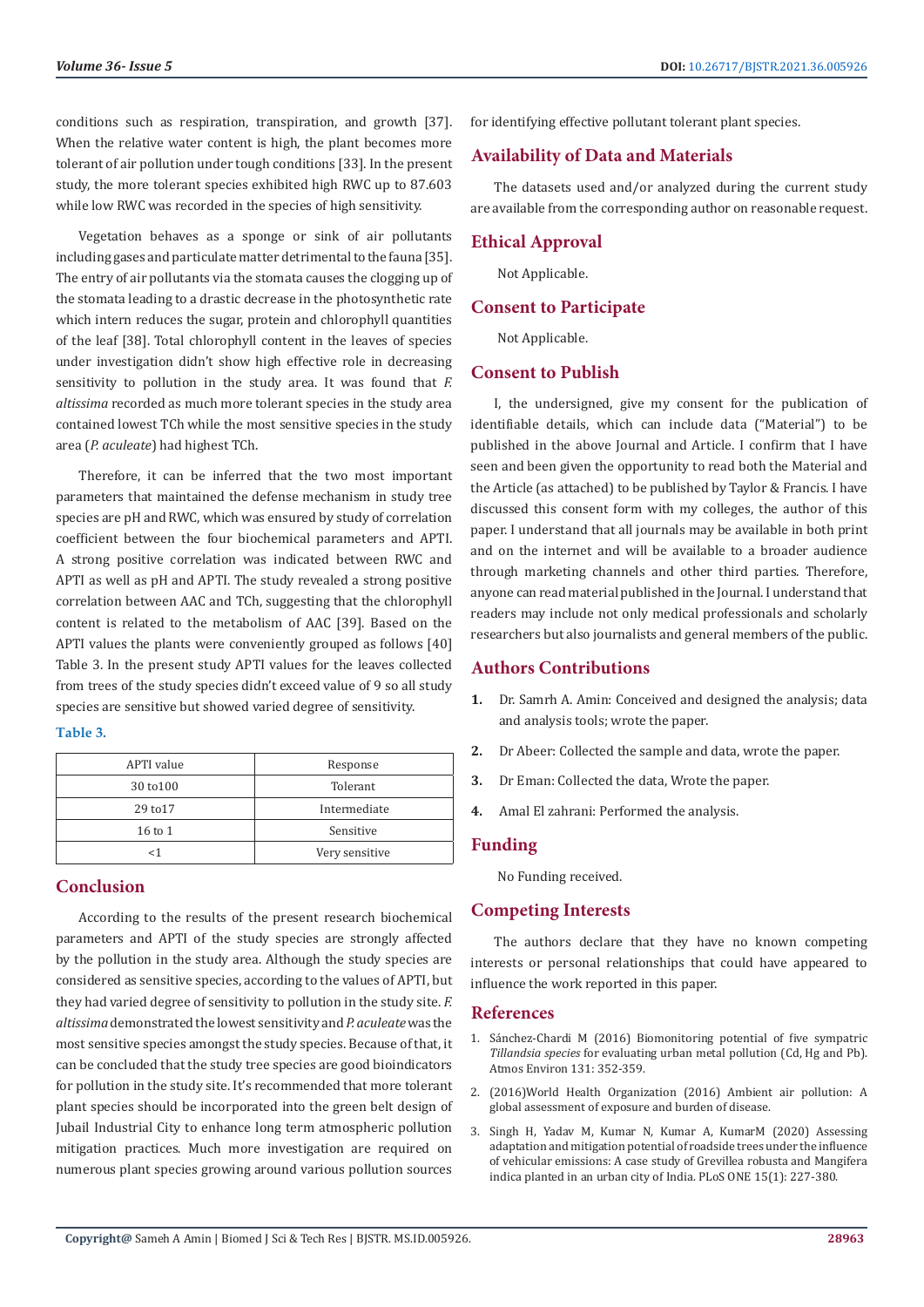conditions such as respiration, transpiration, and growth [37]. When the relative water content is high, the plant becomes more tolerant of air pollution under tough conditions [33]. In the present study, the more tolerant species exhibited high RWC up to 87.603 while low RWC was recorded in the species of high sensitivity.

Vegetation behaves as a sponge or sink of air pollutants including gases and particulate matter detrimental to the fauna [35]. The entry of air pollutants via the stomata causes the clogging up of the stomata leading to a drastic decrease in the photosynthetic rate which intern reduces the sugar, protein and chlorophyll quantities of the leaf [38]. Total chlorophyll content in the leaves of species under investigation didn't show high effective role in decreasing sensitivity to pollution in the study area. It was found that *F. altissima* recorded as much more tolerant species in the study area contained lowest TCh while the most sensitive species in the study area (*P. aculeate*) had highest TCh.

Therefore, it can be inferred that the two most important parameters that maintained the defense mechanism in study tree species are pH and RWC, which was ensured by study of correlation coefficient between the four biochemical parameters and APTI. A strong positive correlation was indicated between RWC and APTI as well as pH and APTI. The study revealed a strong positive correlation between AAC and TCh, suggesting that the chlorophyll content is related to the metabolism of AAC [39]. Based on the APTI values the plants were conveniently grouped as follows [40] Table 3. In the present study APTI values for the leaves collected from trees of the study species didn't exceed value of 9 so all study species are sensitive but showed varied degree of sensitivity.

**Table 3.**

| APTI value | Response |
|---|---|
| 30 to100 | Tolerant |
| 29 to17 | Intermediate |
| 16 to 1 | Sensitive |
| <1 | Very sensitive |

## Conclusion

According to the results of the present research biochemical parameters and APTI of the study species are strongly affected by the pollution in the study area. Although the study species are considered as sensitive species, according to the values of APTI, but they had varied degree of sensitivity to pollution in the study site. *F. altissima* demonstrated the lowest sensitivity and *P. aculeate* was the most sensitive species amongst the study species. Because of that, it can be concluded that the study tree species are good bioindicators for pollution in the study site. It's recommended that more tolerant plant species should be incorporated into the green belt design of Jubail Industrial City to enhance long term atmospheric pollution mitigation practices. Much more investigation are required on numerous plant species growing around various pollution sources for identifying effective pollutant tolerant plant species.

## Availability of Data and Materials

The datasets used and/or analyzed during the current study are available from the corresponding author on reasonable request.

## Ethical Approval

Not Applicable.

## Consent to Participate

Not Applicable.

## Consent to Publish

I, the undersigned, give my consent for the publication of identifiable details, which can include data ("Material") to be published in the above Journal and Article. I confirm that I have seen and been given the opportunity to read both the Material and the Article (as attached) to be published by Taylor & Francis. I have discussed this consent form with my colleges, the author of this paper. I understand that all journals may be available in both print and on the internet and will be available to a broader audience through marketing channels and other third parties. Therefore, anyone can read material published in the Journal. I understand that readers may include not only medical professionals and scholarly researchers but also journalists and general members of the public.

## Authors Contributions

1. Dr. Samrh A. Amin: Conceived and designed the analysis; data and analysis tools; wrote the paper.
2. Dr Abeer: Collected the sample and data, wrote the paper.
3. Dr Eman: Collected the data, Wrote the paper.
4. Amal El zahrani: Performed the analysis.

## Funding

No Funding received.

## Competing Interests

The authors declare that they have no known competing interests or personal relationships that could have appeared to influence the work reported in this paper.

## References

1. Sánchez-Chardi M (2016) Biomonitoring potential of five sympatric *Tillandsia species* for evaluating urban metal pollution (Cd, Hg and Pb). Atmos Environ 131: 352-359.
2. (2016)World Health Organization (2016) Ambient air pollution: A global assessment of exposure and burden of disease.
3. Singh H, Yadav M, Kumar N, Kumar A, KumarM (2020) Assessing adaptation and mitigation potential of roadside trees under the influence of vehicular emissions: A case study of Grevillea robusta and Mangifera indica planted in an urban city of India. PLoS ONE 15(1): 227-380.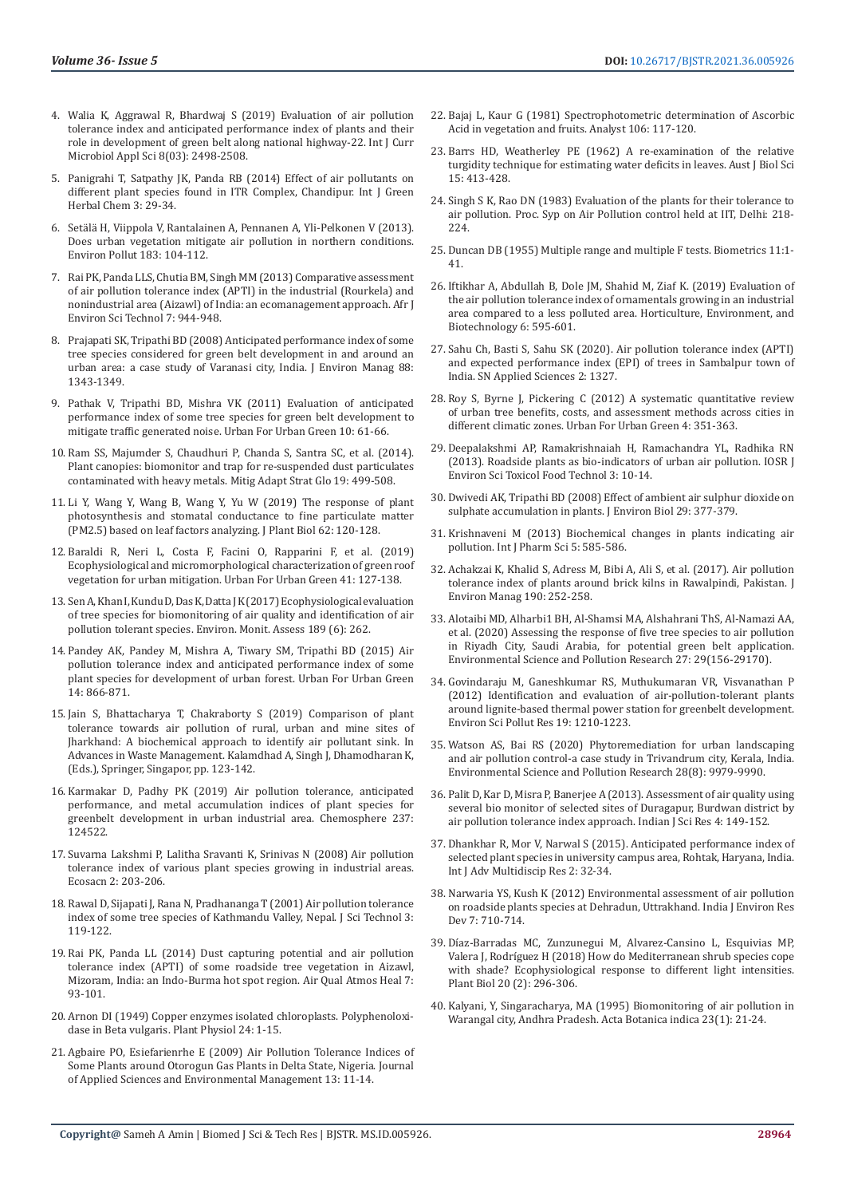4. Walia K, Aggrawal R, Bhardwaj S (2019) Evaluation of air pollution tolerance index and anticipated performance index of plants and their role in development of green belt along national highway-22. Int J Curr Microbiol Appl Sci 8(03): 2498-2508.
5. Panigrahi T, Satpathy JK, Panda RB (2014) Effect of air pollutants on different plant species found in ITR Complex, Chandipur. Int J Green Herbal Chem 3: 29-34.
6. Setälä H, Viippola V, Rantalainen A, Pennanen A, Yli-Pelkonen V (2013). Does urban vegetation mitigate air pollution in northern conditions. Environ Pollut 183: 104-112.
7. Rai PK, Panda LLS, Chutia BM, Singh MM (2013) Comparative assessment of air pollution tolerance index (APTI) in the industrial (Rourkela) and nonindustrial area (Aizawl) of India: an ecomanagement approach. Afr J Environ Sci Technol 7: 944-948.
8. Prajapati SK, Tripathi BD (2008) Anticipated performance index of some tree species considered for green belt development in and around an urban area: a case study of Varanasi city, India. J Environ Manag 88: 1343-1349.
9. Pathak V, Tripathi BD, Mishra VK (2011) Evaluation of anticipated performance index of some tree species for green belt development to mitigate traffic generated noise. Urban For Urban Green 10: 61-66.
10. Ram SS, Majumder S, Chaudhuri P, Chanda S, Santra SC, et al. (2014). Plant canopies: biomonitor and trap for re-suspended dust particulates contaminated with heavy metals. Mitig Adapt Strat Glo 19: 499-508.
11. Li Y, Wang Y, Wang B, Wang Y, Yu W (2019) The response of plant photosynthesis and stomatal conductance to fine particulate matter (PM2.5) based on leaf factors analyzing. J Plant Biol 62: 120-128.
12. Baraldi R, Neri L, Costa F, Facini O, Rapparini F, et al. (2019) Ecophysiological and micromorphological characterization of green roof vegetation for urban mitigation. Urban For Urban Green 41: 127-138.
13. Sen A, Khan I, Kundu D, Das K, Datta J K (2017) Ecophysiological evaluation of tree species for biomonitoring of air quality and identification of air pollution tolerant species. Environ. Monit. Assess 189 (6): 262.
14. Pandey AK, Pandey M, Mishra A, Tiwary SM, Tripathi BD (2015) Air pollution tolerance index and anticipated performance index of some plant species for development of urban forest. Urban For Urban Green 14: 866-871.
15. Jain S, Bhattacharya T, Chakraborty S (2019) Comparison of plant tolerance towards air pollution of rural, urban and mine sites of Jharkhand: A biochemical approach to identify air pollutant sink. In Advances in Waste Management. Kalamdhad A, Singh J, Dhamodharan K, (Eds.), Springer, Singapor, pp. 123-142.
16. Karmakar D, Padhy PK (2019) Air pollution tolerance, anticipated performance, and metal accumulation indices of plant species for greenbelt development in urban industrial area. Chemosphere 237: 124522.
17. Suvarna Lakshmi P, Lalitha Sravanti K, Srinivas N (2008) Air pollution tolerance index of various plant species growing in industrial areas. Ecosacn 2: 203-206.
18. Rawal D, Sijapati J, Rana N, Pradhananga T (2001) Air pollution tolerance index of some tree species of Kathmandu Valley, Nepal. J Sci Technol 3: 119-122.
19. Rai PK, Panda LL (2014) Dust capturing potential and air pollution tolerance index (APTI) of some roadside tree vegetation in Aizawl, Mizoram, India: an Indo-Burma hot spot region. Air Qual Atmos Heal 7: 93-101.
20. Arnon DI (1949) Copper enzymes isolated chloroplasts. Polyphenoloxidase in Beta vulgaris. Plant Physiol 24: 1-15.
21. Agbaire PO, Esiefarienrhe E (2009) Air Pollution Tolerance Indices of Some Plants around Otorogun Gas Plants in Delta State, Nigeria. Journal of Applied Sciences and Environmental Management 13: 11-14.
22. Bajaj L, Kaur G (1981) Spectrophotometric determination of Ascorbic Acid in vegetation and fruits. Analyst 106: 117-120.
23. Barrs HD, Weatherley PE (1962) A re-examination of the relative turgidity technique for estimating water deficits in leaves. Aust J Biol Sci 15: 413-428.
24. Singh S K, Rao DN (1983) Evaluation of the plants for their tolerance to air pollution. Proc. Syp on Air Pollution control held at IIT, Delhi: 218-224.
25. Duncan DB (1955) Multiple range and multiple F tests. Biometrics 11:1-41.
26. Iftikhar A, Abdullah B, Dole JM, Shahid M, Ziaf K. (2019) Evaluation of the air pollution tolerance index of ornamentals growing in an industrial area compared to a less polluted area. Horticulture, Environment, and Biotechnology 6: 595-601.
27. Sahu Ch, Basti S, Sahu SK (2020). Air pollution tolerance index (APTI) and expected performance index (EPI) of trees in Sambalpur town of India. SN Applied Sciences 2: 1327.
28. Roy S, Byrne J, Pickering C (2012) A systematic quantitative review of urban tree benefits, costs, and assessment methods across cities in different climatic zones. Urban For Urban Green 4: 351-363.
29. Deepalakshmi AP, Ramakrishnaiah H, Ramachandra YL, Radhika RN (2013). Roadside plants as bio-indicators of urban air pollution. IOSR J Environ Sci Toxicol Food Technol 3: 10-14.
30. Dwivedi AK, Tripathi BD (2008) Effect of ambient air sulphur dioxide on sulphate accumulation in plants. J Environ Biol 29: 377-379.
31. Krishnaveni M (2013) Biochemical changes in plants indicating air pollution. Int J Pharm Sci 5: 585-586.
32. Achakzai K, Khalid S, Adress M, Bibi A, Ali S, et al. (2017). Air pollution tolerance index of plants around brick kilns in Rawalpindi, Pakistan. J Environ Manag 190: 252-258.
33. Alotaibi MD, Alharbi1 BH, Al-Shamsi MA, Alshahrani ThS, Al-Namazi AA, et al. (2020) Assessing the response of five tree species to air pollution in Riyadh City, Saudi Arabia, for potential green belt application. Environmental Science and Pollution Research 27: 29(156-29170).
34. Govindaraju M, Ganeshkumar RS, Muthukumaran VR, Visvanathan P (2012) Identification and evaluation of air-pollution-tolerant plants around lignite-based thermal power station for greenbelt development. Environ Sci Pollut Res 19: 1210-1223.
35. Watson AS, Bai RS (2020) Phytoremediation for urban landscaping and air pollution control-a case study in Trivandrum city, Kerala, India. Environmental Science and Pollution Research 28(8): 9979-9990.
36. Palit D, Kar D, Misra P, Banerjee A (2013). Assessment of air quality using several bio monitor of selected sites of Duragapur, Burdwan district by air pollution tolerance index approach. Indian J Sci Res 4: 149-152.
37. Dhankhar R, Mor V, Narwal S (2015). Anticipated performance index of selected plant species in university campus area, Rohtak, Haryana, India. Int J Adv Multidiscip Res 2: 32-34.
38. Narwaria YS, Kush K (2012) Environmental assessment of air pollution on roadside plants species at Dehradun, Uttrakhand. India J Environ Res Dev 7: 710-714.
39. Díaz-Barradas MC, Zunzunegui M, Alvarez-Cansino L, Esquivias MP, Valera J, Rodríguez H (2018) How do Mediterranean shrub species cope with shade? Ecophysiological response to different light intensities. Plant Biol 20 (2): 296-306.
40. Kalyani, Y, Singaracharya, MA (1995) Biomonitoring of air pollution in Warangal city, Andhra Pradesh. Acta Botanica indica 23(1): 21-24.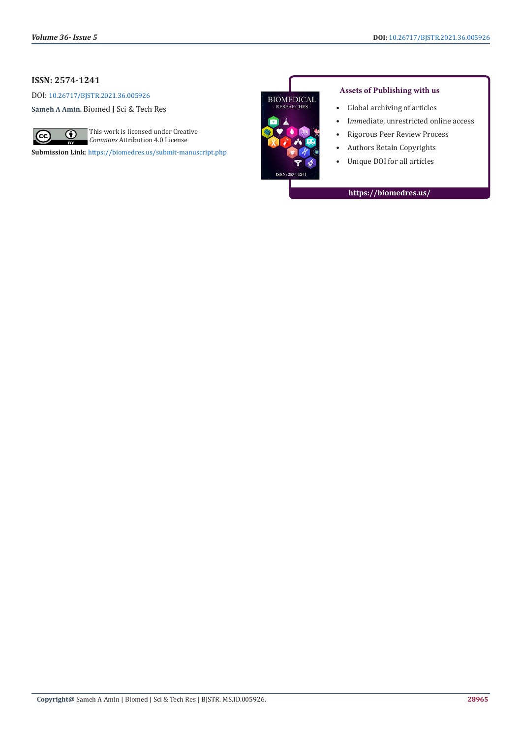**ISSN: 2574-1241**

DOI: 10.26717/BJSTR.2021.36.005926

**Sameh A Amin.** Biomed J Sci & Tech Res

This work is licensed under Creative *Commons* Attribution 4.0 License

**Submission Link**: https://biomedres.us/submit-manuscript.php

**Assets of Publishing with us**

- Global archiving of articles
- Immediate, unrestricted online access
- Rigorous Peer Review Process
- Authors Retain Copyrights
- Unique DOI for all articles

**https://biomedres.us/**